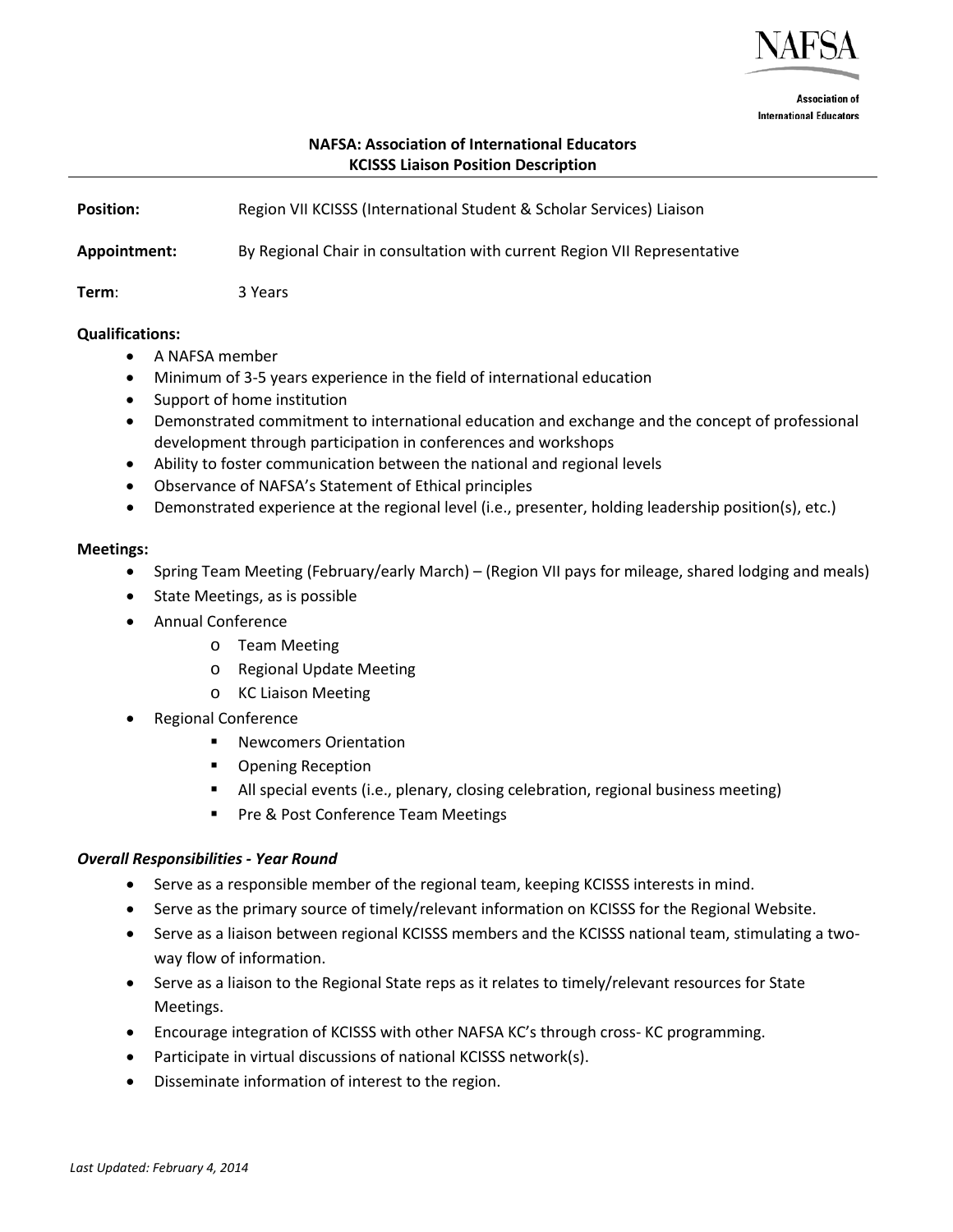NAFSA

Association of International Educators

**NAFSA: Association of International Educators**
**KCISSS Liaison Position Description**

---

**Position:** Region VII KCISSS (International Student & Scholar Services) Liaison

**Appointment:** By Regional Chair in consultation with current Region VII Representative

**Term**: 3 Years

**Qualifications:**

- A NAFSA member
- Minimum of 3-5 years experience in the field of international education
- Support of home institution
- Demonstrated commitment to international education and exchange and the concept of professional development through participation in conferences and workshops
- Ability to foster communication between the national and regional levels
- Observance of NAFSA's Statement of Ethical principles
- Demonstrated experience at the regional level (i.e., presenter, holding leadership position(s), etc.)

**Meetings:**

- Spring Team Meeting (February/early March) – (Region VII pays for mileage, shared lodging and meals)
- State Meetings, as is possible
- Annual Conference
  - Team Meeting
  - Regional Update Meeting
  - KC Liaison Meeting
- Regional Conference
  - Newcomers Orientation
  - Opening Reception
  - All special events (i.e., plenary, closing celebration, regional business meeting)
  - Pre & Post Conference Team Meetings

***Overall Responsibilities - Year Round***

- Serve as a responsible member of the regional team, keeping KCISSS interests in mind.
- Serve as the primary source of timely/relevant information on KCISSS for the Regional Website.
- Serve as a liaison between regional KCISSS members and the KCISSS national team, stimulating a two-way flow of information.
- Serve as a liaison to the Regional State reps as it relates to timely/relevant resources for State Meetings.
- Encourage integration of KCISSS with other NAFSA KC's through cross- KC programming.
- Participate in virtual discussions of national KCISSS network(s).
- Disseminate information of interest to the region.

*Last Updated: February 4, 2014*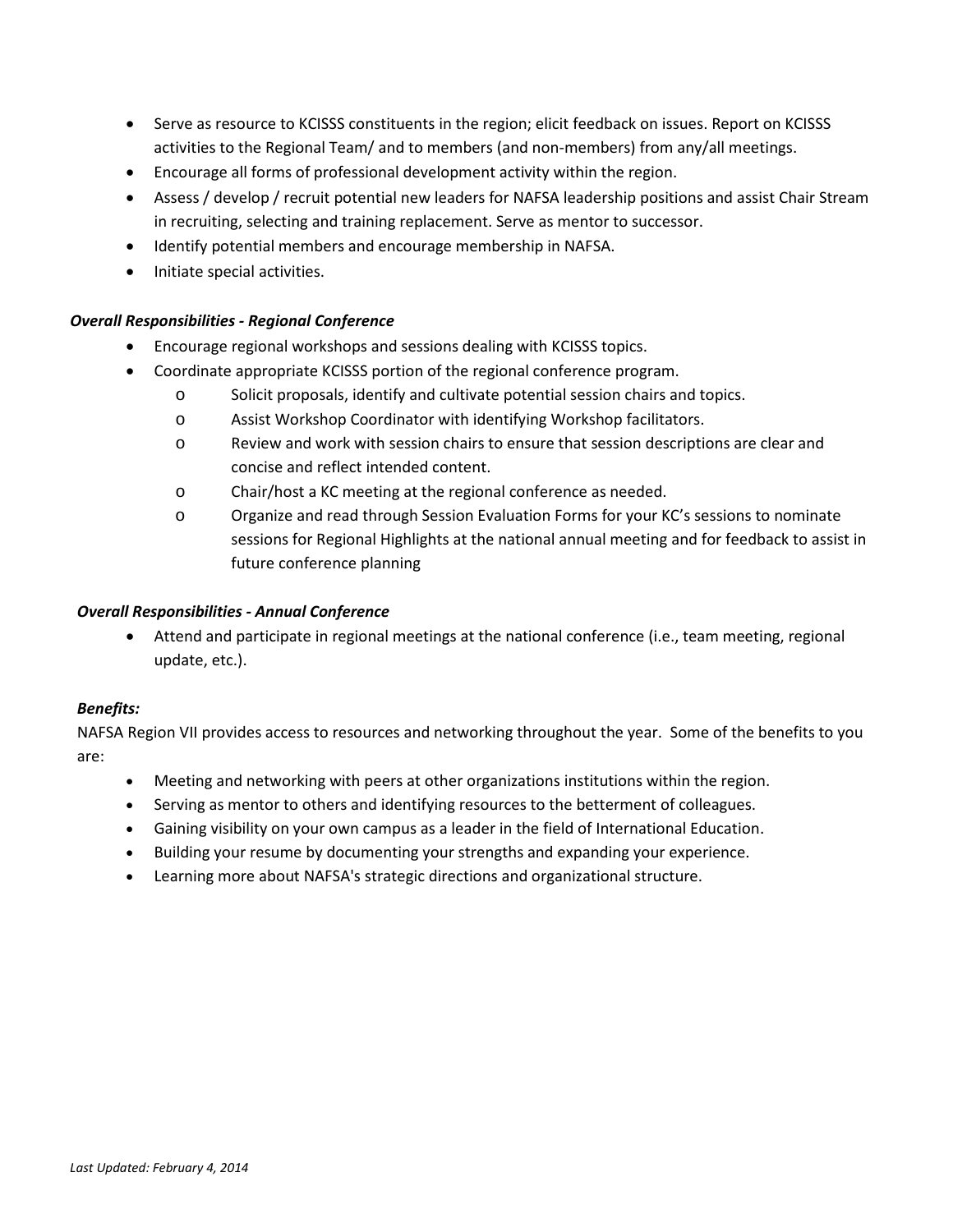- Serve as resource to KCISSS constituents in the region; elicit feedback on issues. Report on KCISSS activities to the Regional Team/ and to members (and non-members) from any/all meetings.
- Encourage all forms of professional development activity within the region.
- Assess / develop / recruit potential new leaders for NAFSA leadership positions and assist Chair Stream in recruiting, selecting and training replacement. Serve as mentor to successor.
- Identify potential members and encourage membership in NAFSA.
- Initiate special activities.

***Overall Responsibilities - Regional Conference***

- Encourage regional workshops and sessions dealing with KCISSS topics.
- Coordinate appropriate KCISSS portion of the regional conference program.
  - Solicit proposals, identify and cultivate potential session chairs and topics.
  - Assist Workshop Coordinator with identifying Workshop facilitators.
  - Review and work with session chairs to ensure that session descriptions are clear and concise and reflect intended content.
  - Chair/host a KC meeting at the regional conference as needed.
  - Organize and read through Session Evaluation Forms for your KC's sessions to nominate sessions for Regional Highlights at the national annual meeting and for feedback to assist in future conference planning

***Overall Responsibilities - Annual Conference***

- Attend and participate in regional meetings at the national conference (i.e., team meeting, regional update, etc.).

***Benefits:***

NAFSA Region VII provides access to resources and networking throughout the year. Some of the benefits to you are:

- Meeting and networking with peers at other organizations institutions within the region.
- Serving as mentor to others and identifying resources to the betterment of colleagues.
- Gaining visibility on your own campus as a leader in the field of International Education.
- Building your resume by documenting your strengths and expanding your experience.
- Learning more about NAFSA's strategic directions and organizational structure.

*Last Updated: February 4, 2014*